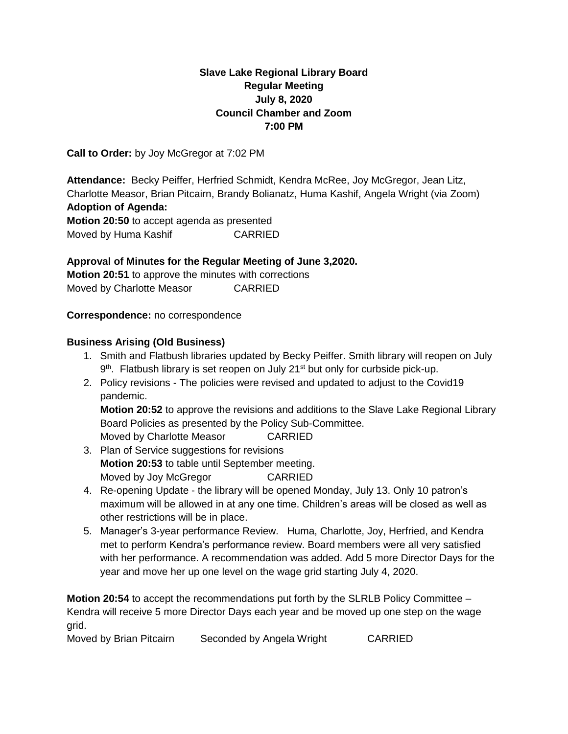**Slave Lake Regional Library Board**
**Regular Meeting**
**July 8, 2020**
**Council Chamber and Zoom**
**7:00 PM**

**Call to Order:** by Joy McGregor at 7:02 PM

**Attendance:** Becky Peiffer, Herfried Schmidt, Kendra McRee, Joy McGregor, Jean Litz, Charlotte Measor, Brian Pitcairn, Brandy Bolianatz, Huma Kashif, Angela Wright (via Zoom)

**Adoption of Agenda:**

**Motion 20:50** to accept agenda as presented
Moved by Huma Kashif CARRIED

**Approval of Minutes for the Regular Meeting of June 3,2020.**

**Motion 20:51** to approve the minutes with corrections
Moved by Charlotte Measor CARRIED

**Correspondence:** no correspondence

**Business Arising (Old Business)**

1. Smith and Flatbush libraries updated by Becky Peiffer. Smith library will reopen on July 9th. Flatbush library is set reopen on July 21st but only for curbside pick-up.
2. Policy revisions - The policies were revised and updated to adjust to the Covid19 pandemic.
   **Motion 20:52** to approve the revisions and additions to the Slave Lake Regional Library Board Policies as presented by the Policy Sub-Committee.
   Moved by Charlotte Measor CARRIED
3. Plan of Service suggestions for revisions
   **Motion 20:53** to table until September meeting.
   Moved by Joy McGregor CARRIED
4. Re-opening Update - the library will be opened Monday, July 13. Only 10 patron's maximum will be allowed in at any one time. Children's areas will be closed as well as other restrictions will be in place.
5. Manager's 3-year performance Review. Huma, Charlotte, Joy, Herfried, and Kendra met to perform Kendra's performance review. Board members were all very satisfied with her performance. A recommendation was added. Add 5 more Director Days for the year and move her up one level on the wage grid starting July 4, 2020.

**Motion 20:54** to accept the recommendations put forth by the SLRLB Policy Committee – Kendra will receive 5 more Director Days each year and be moved up one step on the wage grid.
Moved by Brian Pitcairn Seconded by Angela Wright CARRIED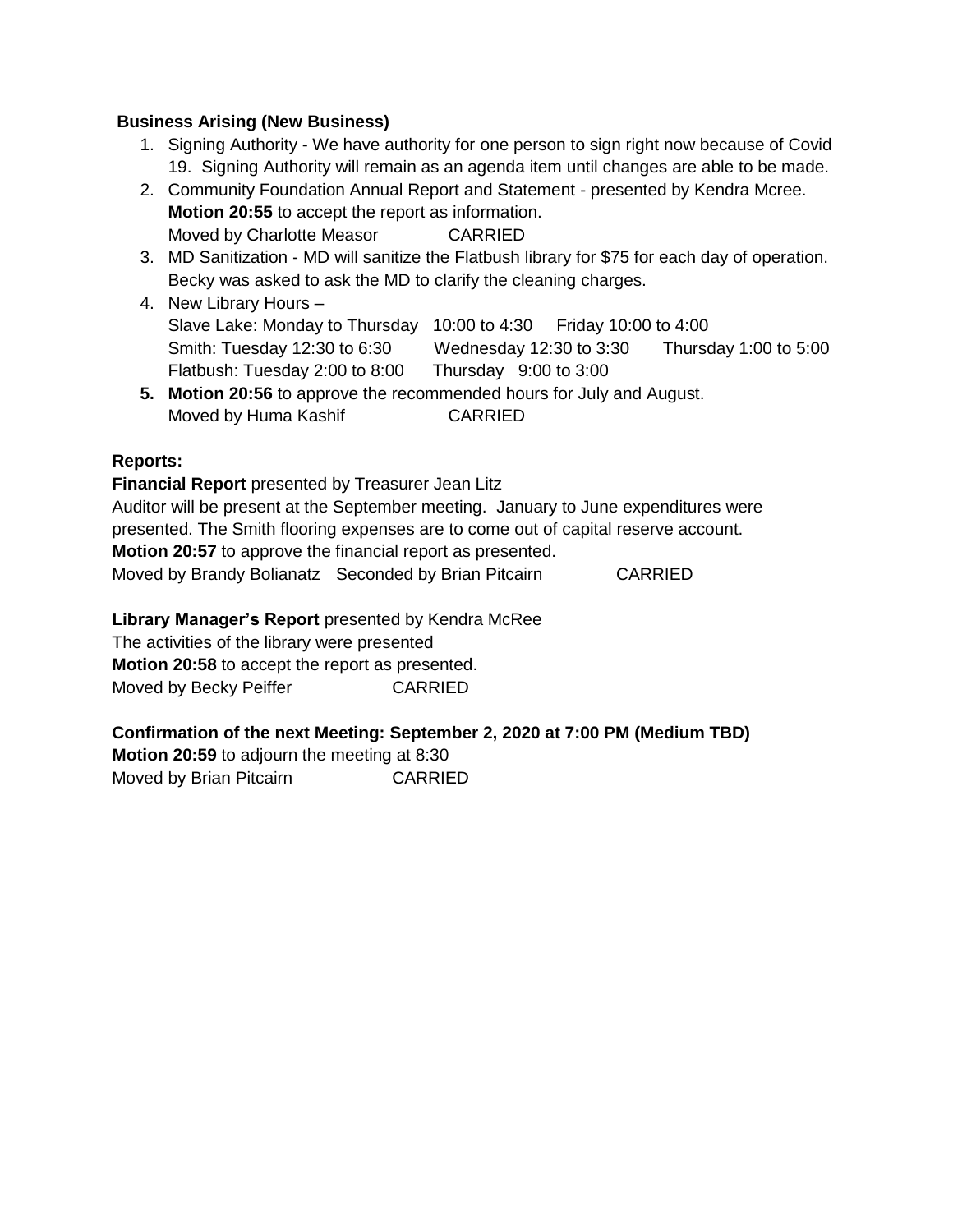**Business Arising (New Business)**

1. Signing Authority - We have authority for one person to sign right now because of Covid 19. Signing Authority will remain as an agenda item until changes are able to be made.
2. Community Foundation Annual Report and Statement - presented by Kendra Mcree. **Motion 20:55** to accept the report as information.
   Moved by Charlotte Measor CARRIED
3. MD Sanitization - MD will sanitize the Flatbush library for $75 for each day of operation. Becky was asked to ask the MD to clarify the cleaning charges.
4. New Library Hours –
   Slave Lake: Monday to Thursday 10:00 to 4:30 Friday 10:00 to 4:00
   Smith: Tuesday 12:30 to 6:30 Wednesday 12:30 to 3:30 Thursday 1:00 to 5:00
   Flatbush: Tuesday 2:00 to 8:00 Thursday 9:00 to 3:00
5. **Motion 20:56** to approve the recommended hours for July and August.
   Moved by Huma Kashif CARRIED

**Reports:**

**Financial Report** presented by Treasurer Jean Litz

Auditor will be present at the September meeting. January to June expenditures were presented. The Smith flooring expenses are to come out of capital reserve account.

**Motion 20:57** to approve the financial report as presented.

Moved by Brandy Bolianatz Seconded by Brian Pitcairn CARRIED

**Library Manager's Report** presented by Kendra McRee

The activities of the library were presented

**Motion 20:58** to accept the report as presented.

Moved by Becky Peiffer CARRIED

**Confirmation of the next Meeting: September 2, 2020 at 7:00 PM (Medium TBD)**

**Motion 20:59** to adjourn the meeting at 8:30

Moved by Brian Pitcairn CARRIED